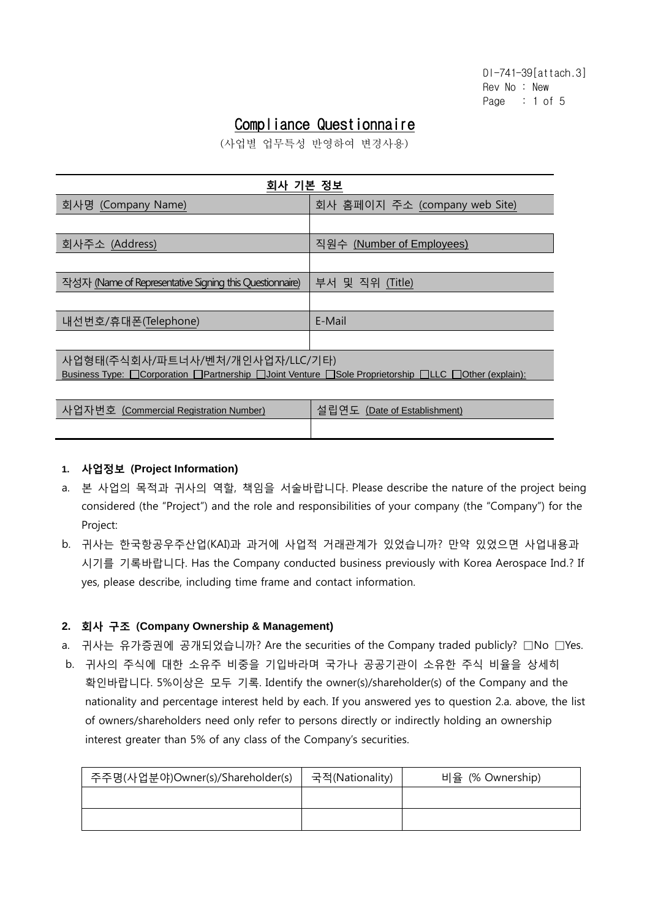DI-741-39[attach.3]
Rev No : New

# Compliance Questionnaire

(사업별 업무특성 반영하여 변경사용)

**회사 기본 정보**

| 회사명 (Company Name) | 회사 홈페이지 주소 (company web Site) |
| --- | --- |
| | |
| 회사주소 (Address) | 직원수 (Number of Employees) |
| | |
| 작성자 (Name of Representative Signing this Questionnaire) | 부서 및 직위 (Title) |
| | |
| 내선번호/휴대폰(Telephone) | E-Mail |
| | |

사업형태(주식회사/파트너사/벤처/개인사업자/LLC/기타)
Business Type: ☐Corporation ☐Partnership ☐Joint Venture ☐Sole Proprietorship ☐LLC ☐Other (explain):

| 사업자번호 (Commercial Registration Number) | 설립연도 (Date of Establishment) |
| --- | --- |
| | |

### 1. 사업정보 (Project Information)

a. 본 사업의 목적과 귀사의 역할, 책임을 서술바랍니다. Please describe the nature of the project being considered (the "Project") and the role and responsibilities of your company (the "Company") for the Project:

b. 귀사는 한국항공우주산업(KAI)과 과거에 사업적 거래관계가 있었습니까? 만약 있었으면 사업내용과 시기를 기록바랍니다. Has the Company conducted business previously with Korea Aerospace Ind.? If yes, please describe, including time frame and contact information.

### 2. 회사 구조 (Company Ownership & Management)

a. 귀사는 유가증권에 공개되었습니까? Are the securities of the Company traded publicly? ☐No ☐Yes.

b. 귀사의 주식에 대한 소유주 비중을 기입바라며 국가나 공공기관이 소유한 주식 비율을 상세히 확인바랍니다. 5%이상은 모두 기록. Identify the owner(s)/shareholder(s) of the Company and the nationality and percentage interest held by each. If you answered yes to question 2.a. above, the list of owners/shareholders need only refer to persons directly or indirectly holding an ownership interest greater than 5% of any class of the Company's securities.

| 주주명(사업분야)Owner(s)/Shareholder(s) | 국적(Nationality) | 비율 (% Ownership) |
| --- | --- | --- |
| | | |
| | | |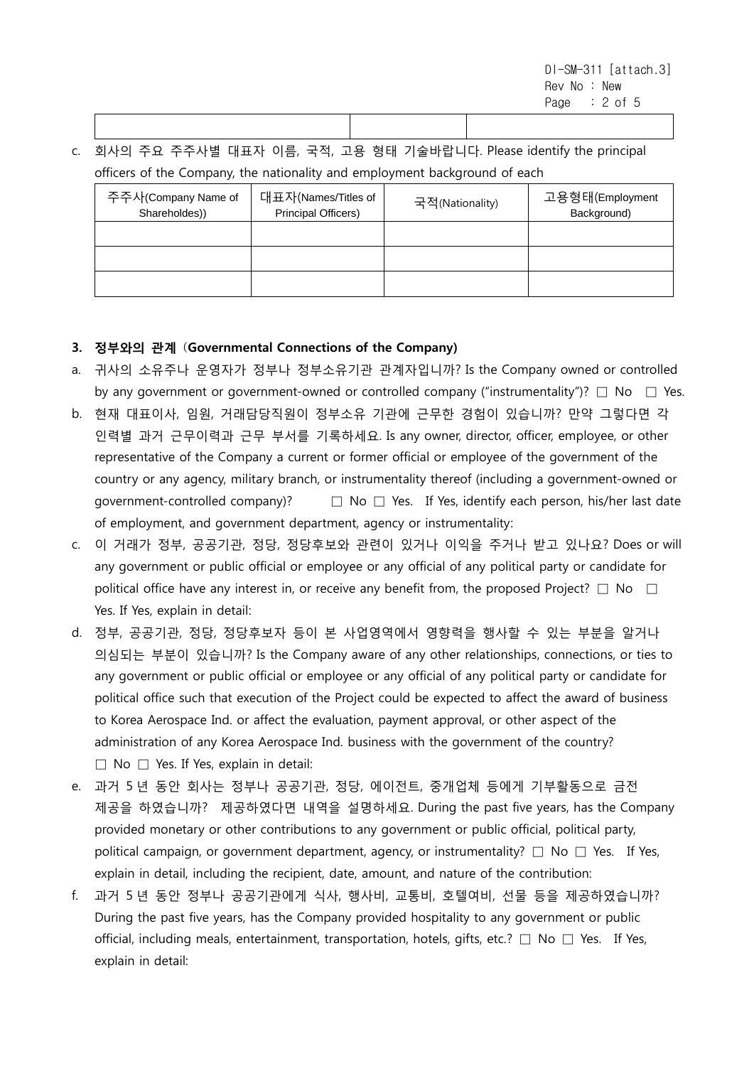| | | |
|---|---|---|
| | | |

c. 회사의 주요 주주사별 대표자 이름, 국적, 고용 형태 기술바랍니다. Please identify the principal officers of the Company, the nationality and employment background of each

| 주주사(Company Name of Shareholdes)) | 대표자(Names/Titles of Principal Officers) | 국적(Nationality) | 고용형태(Employment Background) |
|---|---|---|---|
| | | | |
| | | | |
| | | | |

### 3. 정부와의 관계 (**Governmental Connections of the Company**)

a. 귀사의 소유주나 운영자가 정부나 정부소유기관 관계자입니까? Is the Company owned or controlled by any government or government-owned or controlled company ("instrumentality")? □ No □ Yes.

b. 현재 대표이사, 임원, 거래담당직원이 정부소유 기관에 근무한 경험이 있습니까? 만약 그렇다면 각 인력별 과거 근무이력과 근무 부서를 기록하세요. Is any owner, director, officer, employee, or other representative of the Company a current or former official or employee of the government of the country or any agency, military branch, or instrumentality thereof (including a government-owned or government-controlled company)? □ No □ Yes. If Yes, identify each person, his/her last date of employment, and government department, agency or instrumentality:

c. 이 거래가 정부, 공공기관, 정당, 정당후보와 관련이 있거나 이익을 주거나 받고 있나요? Does or will any government or public official or employee or any official of any political party or candidate for political office have any interest in, or receive any benefit from, the proposed Project? □ No □ Yes. If Yes, explain in detail:

d. 정부, 공공기관, 정당, 정당후보자 등이 본 사업영역에서 영향력을 행사할 수 있는 부분을 알거나 의심되는 부분이 있습니까? Is the Company aware of any other relationships, connections, or ties to any government or public official or employee or any official of any political party or candidate for political office such that execution of the Project could be expected to affect the award of business to Korea Aerospace Ind. or affect the evaluation, payment approval, or other aspect of the administration of any Korea Aerospace Ind. business with the government of the country? □ No □ Yes. If Yes, explain in detail:

e. 과거 5 년 동안 회사는 정부나 공공기관, 정당, 에이전트, 중개업체 등에게 기부활동으로 금전 제공을 하였습니까? 제공하였다면 내역을 설명하세요. During the past five years, has the Company provided monetary or other contributions to any government or public official, political party, political campaign, or government department, agency, or instrumentality? □ No □ Yes. If Yes, explain in detail, including the recipient, date, amount, and nature of the contribution:

f. 과거 5 년 동안 정부나 공공기관에게 식사, 행사비, 교통비, 호텔여비, 선물 등을 제공하였습니까? During the past five years, has the Company provided hospitality to any government or public official, including meals, entertainment, transportation, hotels, gifts, etc.? □ No □ Yes. If Yes, explain in detail: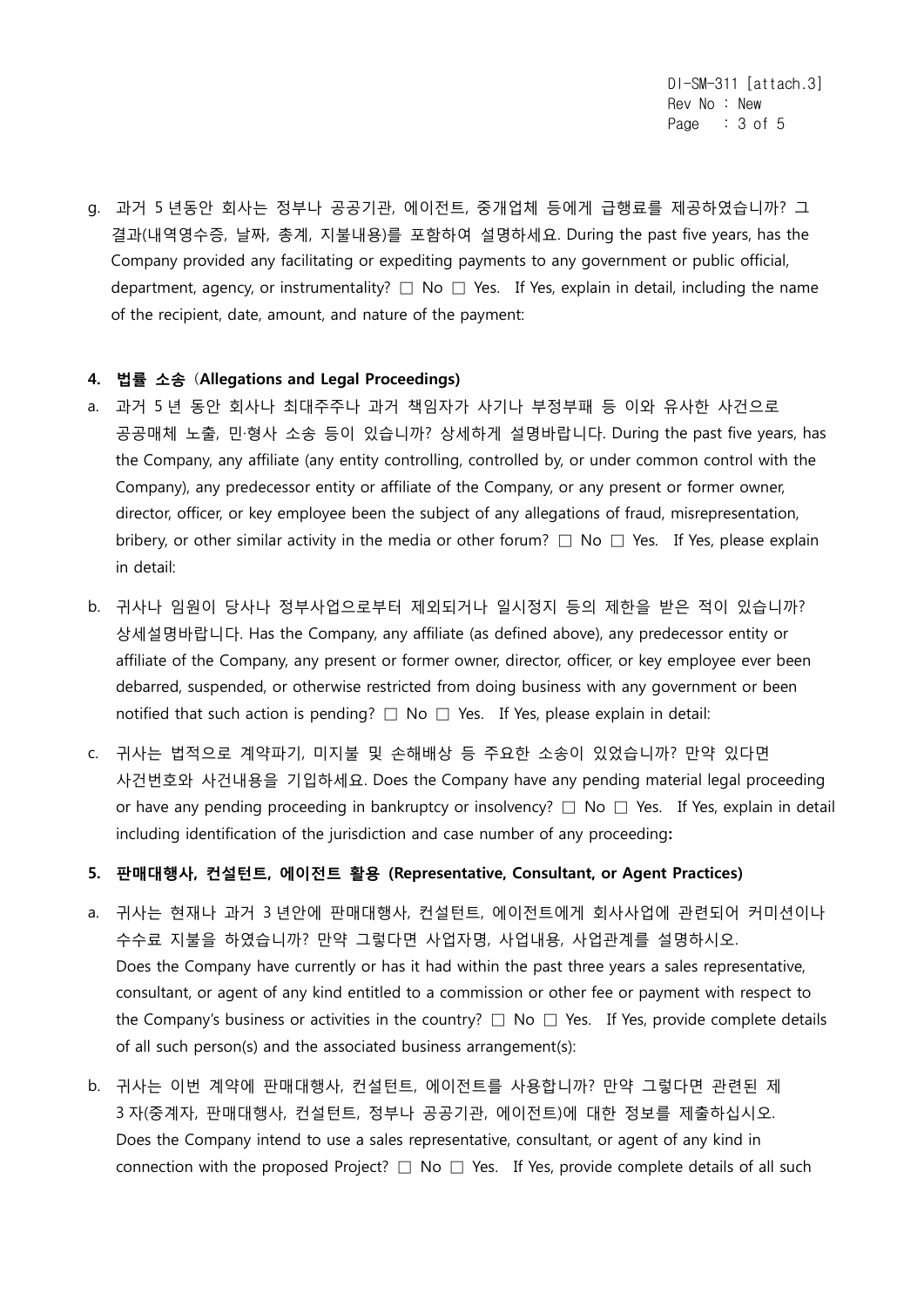g. 과거 5 년동안 회사는 정부나 공공기관, 에이전트, 중개업체 등에게 급행료를 제공하였습니까? 그 결과(내역영수증, 날짜, 총계, 지불내용)를 포함하여 설명하세요. During the past five years, has the Company provided any facilitating or expediting payments to any government or public official, department, agency, or instrumentality? □ No □ Yes. If Yes, explain in detail, including the name of the recipient, date, amount, and nature of the payment:

**4. 법률 소송 (Allegations and Legal Proceedings)**

a. 과거 5 년 동안 회사나 최대주주나 과거 책임자가 사기나 부정부패 등 이와 유사한 사건으로 공공매체 노출, 민·형사 소송 등이 있습니까? 상세하게 설명바랍니다. During the past five years, has the Company, any affiliate (any entity controlling, controlled by, or under common control with the Company), any predecessor entity or affiliate of the Company, or any present or former owner, director, officer, or key employee been the subject of any allegations of fraud, misrepresentation, bribery, or other similar activity in the media or other forum? □ No □ Yes. If Yes, please explain in detail:

b. 귀사나 임원이 당사나 정부사업으로부터 제외되거나 일시정지 등의 제한을 받은 적이 있습니까? 상세설명바랍니다. Has the Company, any affiliate (as defined above), any predecessor entity or affiliate of the Company, any present or former owner, director, officer, or key employee ever been debarred, suspended, or otherwise restricted from doing business with any government or been notified that such action is pending? □ No □ Yes. If Yes, please explain in detail:

c. 귀사는 법적으로 계약파기, 미지불 및 손해배상 등 주요한 소송이 있었습니까? 만약 있다면 사건번호와 사건내용을 기입하세요. Does the Company have any pending material legal proceeding or have any pending proceeding in bankruptcy or insolvency? □ No □ Yes. If Yes, explain in detail including identification of the jurisdiction and case number of any proceeding**:**

**5. 판매대행사, 컨설턴트, 에이전트 활용 (Representative, Consultant, or Agent Practices)**

a. 귀사는 현재나 과거 3 년안에 판매대행사, 컨설턴트, 에이전트에게 회사사업에 관련되어 커미션이나 수수료 지불을 하였습니까? 만약 그렇다면 사업자명, 사업내용, 사업관계를 설명하시오. Does the Company have currently or has it had within the past three years a sales representative, consultant, or agent of any kind entitled to a commission or other fee or payment with respect to the Company's business or activities in the country? □ No □ Yes. If Yes, provide complete details of all such person(s) and the associated business arrangement(s):

b. 귀사는 이번 계약에 판매대행사, 컨설턴트, 에이전트를 사용합니까? 만약 그렇다면 관련된 제 3 자(중계자, 판매대행사, 컨설턴트, 정부나 공공기관, 에이전트)에 대한 정보를 제출하십시오. Does the Company intend to use a sales representative, consultant, or agent of any kind in connection with the proposed Project? □ No □ Yes. If Yes, provide complete details of all such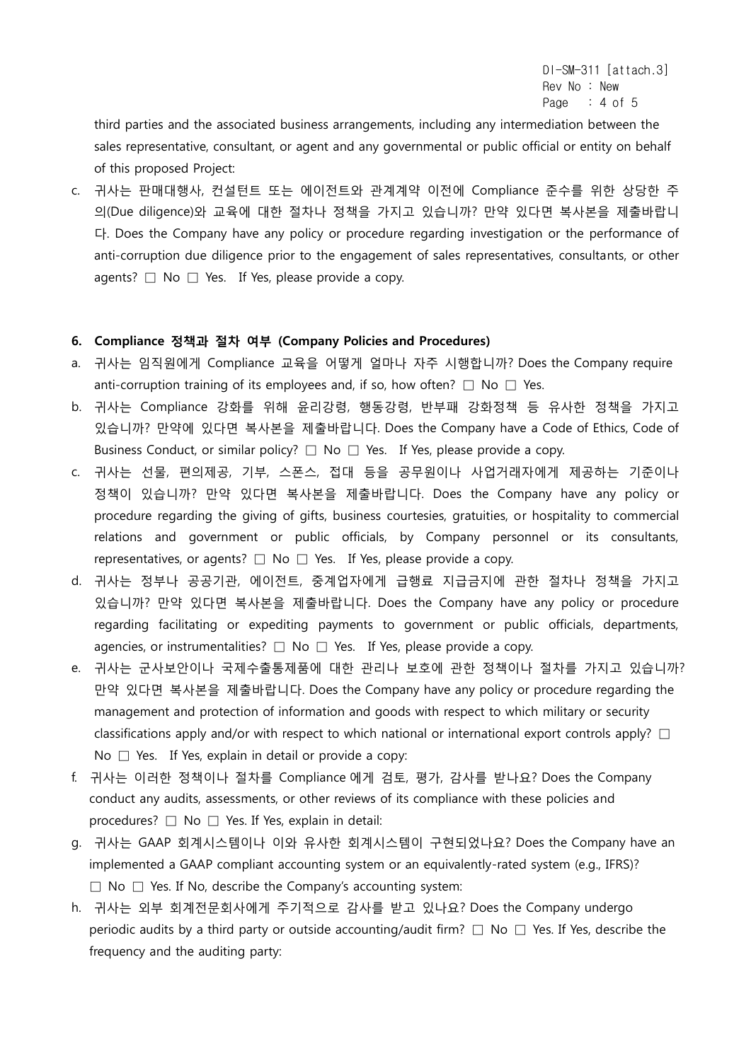third parties and the associated business arrangements, including any intermediation between the sales representative, consultant, or agent and any governmental or public official or entity on behalf of this proposed Project:

c. 귀사는 판매대행사, 컨설턴트 또는 에이전트와 관계계약 이전에 Compliance 준수를 위한 상당한 주의(Due diligence)와 교육에 대한 절차나 정책을 가지고 있습니까? 만약 있다면 복사본을 제출바랍니다. Does the Company have any policy or procedure regarding investigation or the performance of anti-corruption due diligence prior to the engagement of sales representatives, consultants, or other agents? □ No □ Yes. If Yes, please provide a copy.

### 6. Compliance 정책과 절차 여부 (Company Policies and Procedures)

a. 귀사는 임직원에게 Compliance 교육을 어떻게 얼마나 자주 시행합니까? Does the Company require anti-corruption training of its employees and, if so, how often? □ No □ Yes.

b. 귀사는 Compliance 강화를 위해 윤리강령, 행동강령, 반부패 강화정책 등 유사한 정책을 가지고 있습니까? 만약에 있다면 복사본을 제출바랍니다. Does the Company have a Code of Ethics, Code of Business Conduct, or similar policy? □ No □ Yes. If Yes, please provide a copy.

c. 귀사는 선물, 편의제공, 기부, 스폰스, 접대 등을 공무원이나 사업거래자에게 제공하는 기준이나 정책이 있습니까? 만약 있다면 복사본을 제출바랍니다. Does the Company have any policy or procedure regarding the giving of gifts, business courtesies, gratuities, or hospitality to commercial relations and government or public officials, by Company personnel or its consultants, representatives, or agents? □ No □ Yes. If Yes, please provide a copy.

d. 귀사는 정부나 공공기관, 에이전트, 중계업자에게 급행료 지급금지에 관한 절차나 정책을 가지고 있습니까? 만약 있다면 복사본을 제출바랍니다. Does the Company have any policy or procedure regarding facilitating or expediting payments to government or public officials, departments, agencies, or instrumentalities? □ No □ Yes. If Yes, please provide a copy.

e. 귀사는 군사보안이나 국제수출통제품에 대한 관리나 보호에 관한 정책이나 절차를 가지고 있습니까? 만약 있다면 복사본을 제출바랍니다. Does the Company have any policy or procedure regarding the management and protection of information and goods with respect to which military or security classifications apply and/or with respect to which national or international export controls apply? □ No □ Yes. If Yes, explain in detail or provide a copy:

f. 귀사는 이러한 정책이나 절차를 Compliance 에게 검토, 평가, 감사를 받나요? Does the Company conduct any audits, assessments, or other reviews of its compliance with these policies and procedures? □ No □ Yes. If Yes, explain in detail:

g. 귀사는 GAAP 회계시스템이나 이와 유사한 회계시스템이 구현되었나요? Does the Company have an implemented a GAAP compliant accounting system or an equivalently-rated system (e.g., IFRS)? □ No □ Yes. If No, describe the Company's accounting system:

h. 귀사는 외부 회계전문회사에게 주기적으로 감사를 받고 있나요? Does the Company undergo periodic audits by a third party or outside accounting/audit firm? □ No □ Yes. If Yes, describe the frequency and the auditing party: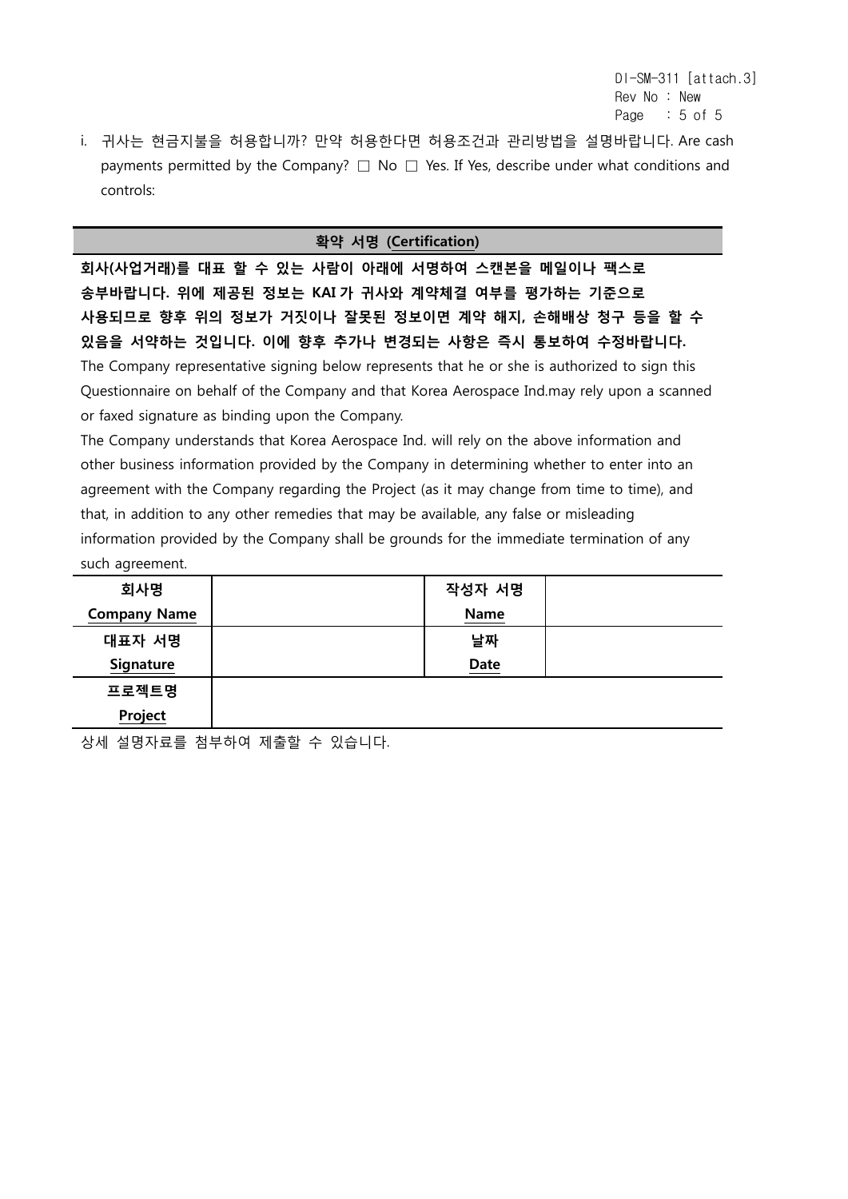i. 귀사는 현금지불을 허용합니까? 만약 허용한다면 허용조건과 관리방법을 설명바랍니다. Are cash payments permitted by the Company? □ No □ Yes. If Yes, describe under what conditions and controls:

## 확약 서명 (Certification)

**회사(사업거래)를 대표 할 수 있는 사람이 아래에 서명하여 스캔본을 메일이나 팩스로 송부바랍니다. 위에 제공된 정보는 KAI 가 귀사와 계약체결 여부를 평가하는 기준으로 사용되므로 향후 위의 정보가 거짓이나 잘못된 정보이면 계약 해지, 손해배상 청구 등을 할 수 있음을 서약하는 것입니다. 이에 향후 추가나 변경되는 사항은 즉시 통보하여 수정바랍니다.**

The Company representative signing below represents that he or she is authorized to sign this Questionnaire on behalf of the Company and that Korea Aerospace Ind.may rely upon a scanned or faxed signature as binding upon the Company.

The Company understands that Korea Aerospace Ind. will rely on the above information and other business information provided by the Company in determining whether to enter into an agreement with the Company regarding the Project (as it may change from time to time), and that, in addition to any other remedies that may be available, any false or misleading information provided by the Company shall be grounds for the immediate termination of any such agreement.

| | | | |
|---|---|---|---|
| **회사명**<br>**Company Name** | | **작성자 서명**<br>**Name** | |
| **대표자 서명**<br>**Signature** | | **날짜**<br>**Date** | |
| **프로젝트명**<br>**Project** | | | |

상세 설명자료를 첨부하여 제출할 수 있습니다.